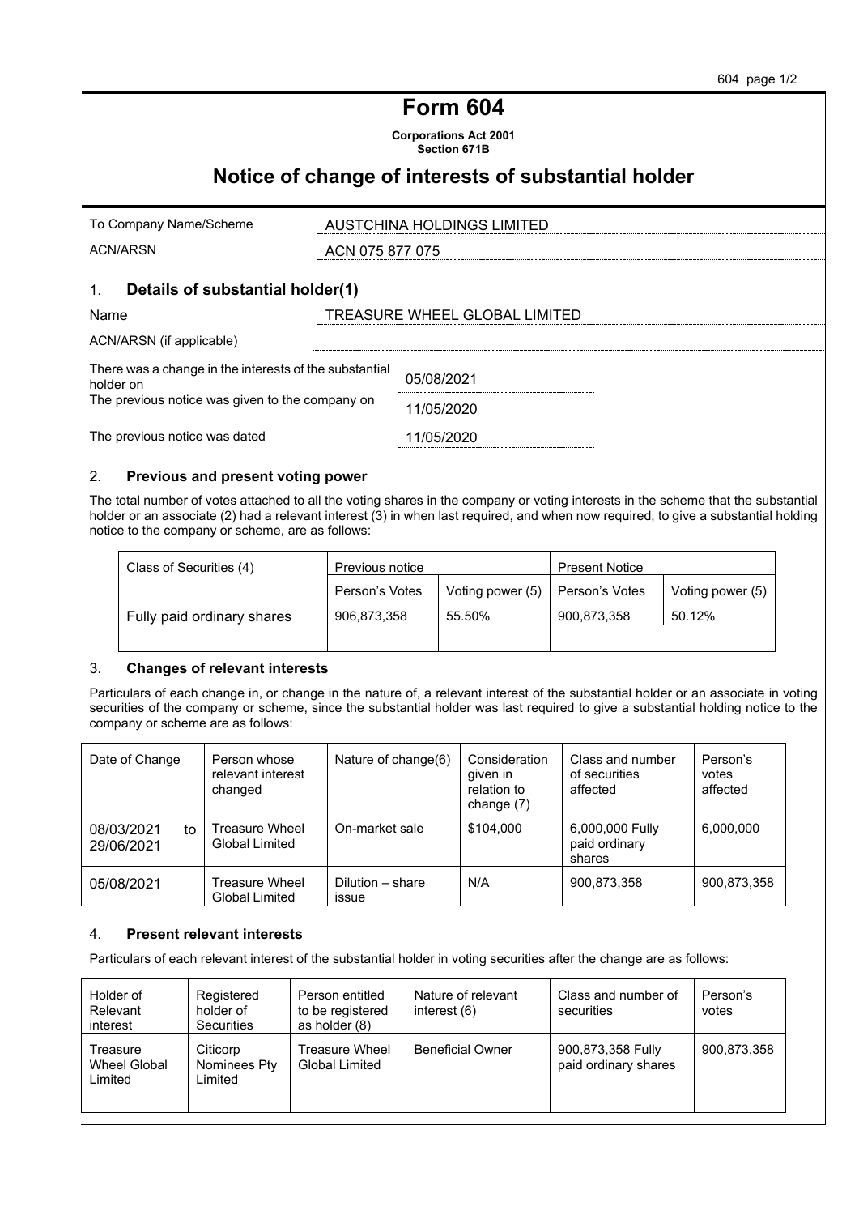# Form 604

**Corporations Act 2001**
**Section 671B**

## Notice of change of interests of substantial holder

| | |
|---|---|
| To Company Name/Scheme | AUSTCHINA HOLDINGS LIMITED |
| ACN/ARSN | ACN 075 877 075 |

### 1. Details of substantial holder(1)

| | |
|---|---|
| Name | TREASURE WHEEL GLOBAL LIMITED |
| ACN/ARSN (if applicable) | |
| There was a change in the interests of the substantial holder on | 05/08/2021 |
| The previous notice was given to the company on | 11/05/2020 |
| The previous notice was dated | 11/05/2020 |

### 2. Previous and present voting power

The total number of votes attached to all the voting shares in the company or voting interests in the scheme that the substantial holder or an associate (2) had a relevant interest (3) in when last required, and when now required, to give a substantial holding notice to the company or scheme, are as follows:

| Class of Securities (4) | Previous notice | | Present Notice | |
|---|---|---|---|---|
| | Person's Votes | Voting power (5) | Person's Votes | Voting power (5) |
| Fully paid ordinary shares | 906,873,358 | 55.50% | 900,873,358 | 50.12% |
| | | | | |

### 3. Changes of relevant interests

Particulars of each change in, or change in the nature of, a relevant interest of the substantial holder or an associate in voting securities of the company or scheme, since the substantial holder was last required to give a substantial holding notice to the company or scheme are as follows:

| Date of Change | Person whose relevant interest changed | Nature of change(6) | Consideration given in relation to change (7) | Class and number of securities affected | Person's votes affected |
|---|---|---|---|---|---|
| 08/03/2021 to 29/06/2021 | Treasure Wheel Global Limited | On-market sale | $104,000 | 6,000,000 Fully paid ordinary shares | 6,000,000 |
| 05/08/2021 | Treasure Wheel Global Limited | Dilution – share issue | N/A | 900,873,358 | 900,873,358 |

### 4. Present relevant interests

Particulars of each relevant interest of the substantial holder in voting securities after the change are as follows:

| Holder of Relevant interest | Registered holder of Securities | Person entitled to be registered as holder (8) | Nature of relevant interest (6) | Class and number of securities | Person's votes |
|---|---|---|---|---|---|
| Treasure Wheel Global Limited | Citicorp Nominees Pty Limited | Treasure Wheel Global Limited | Beneficial Owner | 900,873,358 Fully paid ordinary shares | 900,873,358 |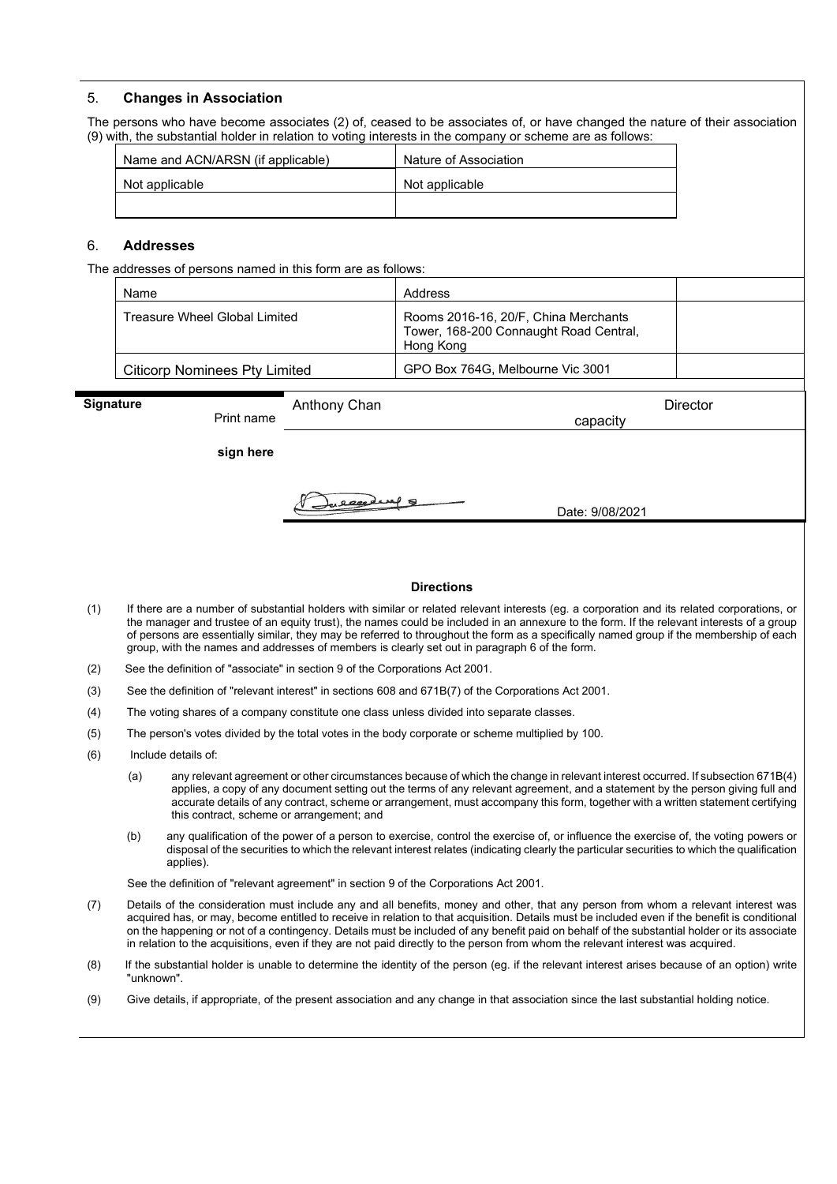## 5. Changes in Association

The persons who have become associates (2) of, ceased to be associates of, or have changed the nature of their association (9) with, the substantial holder in relation to voting interests in the company or scheme are as follows:

| Name and ACN/ARSN (if applicable) | Nature of Association |
|---|---|
| Not applicable | Not applicable |
| | |

## 6. Addresses

The addresses of persons named in this form are as follows:

| Name | Address | |
|---|---|---|
| Treasure Wheel Global Limited | Rooms 2016-16, 20/F, China Merchants Tower, 168-200 Connaught Road Central, Hong Kong | |
| Citicorp Nominees Pty Limited | GPO Box 764G, Melbourne Vic 3001 | |

**Signature**

| | | | |
|---|---|---|---|
| Print name | Anthony Chan | capacity | Director |
| **sign here** | | Date: 9/08/2021 | |

### Directions

(1) If there are a number of substantial holders with similar or related relevant interests (eg. a corporation and its related corporations, or the manager and trustee of an equity trust), the names could be included in an annexure to the form. If the relevant interests of a group of persons are essentially similar, they may be referred to throughout the form as a specifically named group if the membership of each group, with the names and addresses of members is clearly set out in paragraph 6 of the form.

(2) See the definition of "associate" in section 9 of the Corporations Act 2001.

(3) See the definition of "relevant interest" in sections 608 and 671B(7) of the Corporations Act 2001.

(4) The voting shares of a company constitute one class unless divided into separate classes.

(5) The person's votes divided by the total votes in the body corporate or scheme multiplied by 100.

(6) Include details of:

(a) any relevant agreement or other circumstances because of which the change in relevant interest occurred. If subsection 671B(4) applies, a copy of any document setting out the terms of any relevant agreement, and a statement by the person giving full and accurate details of any contract, scheme or arrangement, must accompany this form, together with a written statement certifying this contract, scheme or arrangement; and

(b) any qualification of the power of a person to exercise, control the exercise of, or influence the exercise of, the voting powers or disposal of the securities to which the relevant interest relates (indicating clearly the particular securities to which the qualification applies).

See the definition of "relevant agreement" in section 9 of the Corporations Act 2001.

(7) Details of the consideration must include any and all benefits, money and other, that any person from whom a relevant interest was acquired has, or may, become entitled to receive in relation to that acquisition. Details must be included even if the benefit is conditional on the happening or not of a contingency. Details must be included of any benefit paid on behalf of the substantial holder or its associate in relation to the acquisitions, even if they are not paid directly to the person from whom the relevant interest was acquired.

(8) If the substantial holder is unable to determine the identity of the person (eg. if the relevant interest arises because of an option) write "unknown".

(9) Give details, if appropriate, of the present association and any change in that association since the last substantial holding notice.